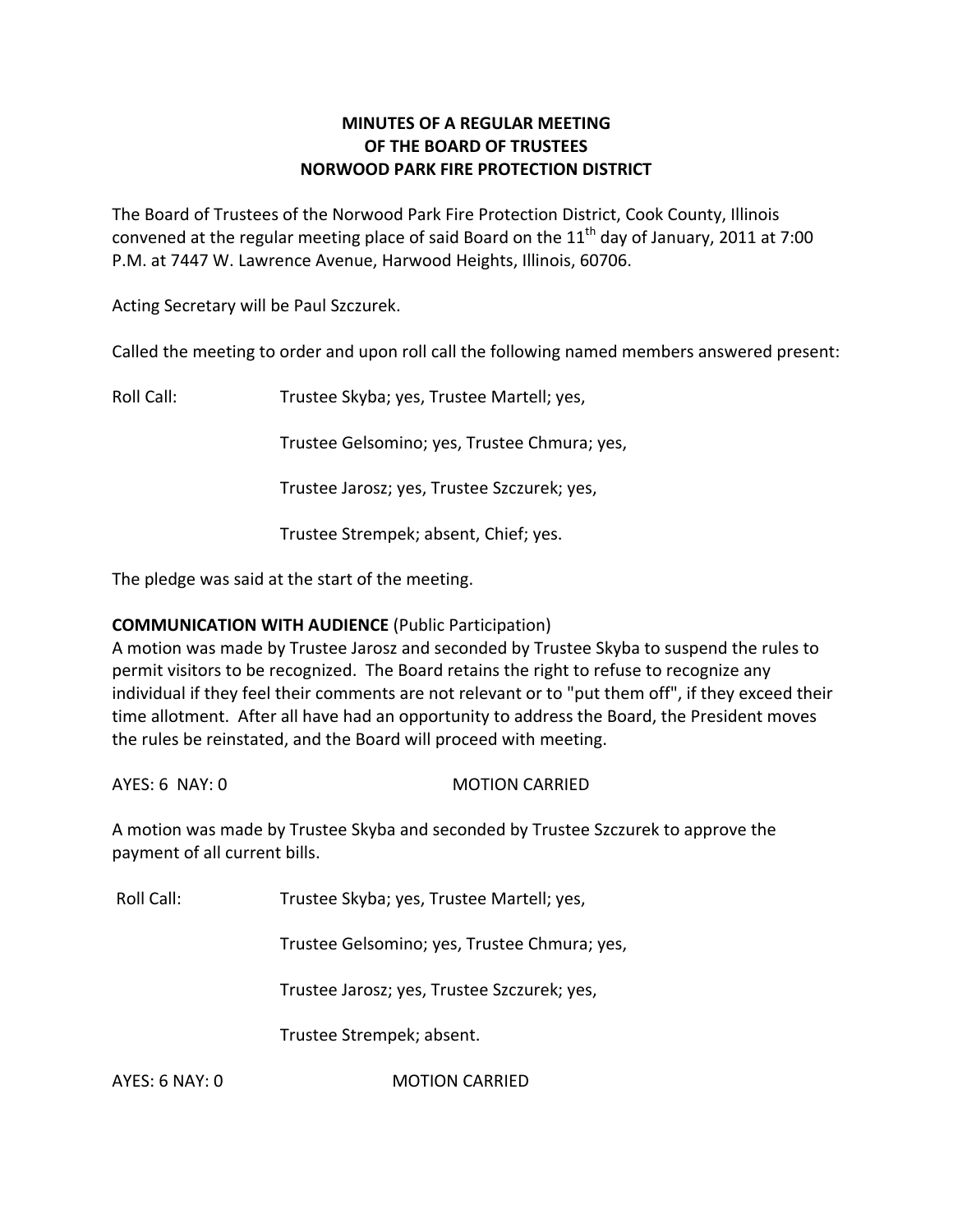# MINUTES OF A REGULAR MEETING
# OF THE BOARD OF TRUSTEES
# NORWOOD PARK FIRE PROTECTION DISTRICT

The Board of Trustees of the Norwood Park Fire Protection District, Cook County, Illinois convened at the regular meeting place of said Board on the 11th day of January, 2011 at 7:00 P.M. at 7447 W. Lawrence Avenue, Harwood Heights, Illinois, 60706.

Acting Secretary will be Paul Szczurek.

Called the meeting to order and upon roll call the following named members answered present:

Roll Call: Trustee Skyba; yes, Trustee Martell; yes,

Trustee Gelsomino; yes, Trustee Chmura; yes,

Trustee Jarosz; yes, Trustee Szczurek; yes,

Trustee Strempek; absent, Chief; yes.

The pledge was said at the start of the meeting.

**COMMUNICATION WITH AUDIENCE** (Public Participation)
A motion was made by Trustee Jarosz and seconded by Trustee Skyba to suspend the rules to permit visitors to be recognized. The Board retains the right to refuse to recognize any individual if they feel their comments are not relevant or to "put them off", if they exceed their time allotment. After all have had an opportunity to address the Board, the President moves the rules be reinstated, and the Board will proceed with meeting.

AYES: 6 NAY: 0 MOTION CARRIED

A motion was made by Trustee Skyba and seconded by Trustee Szczurek to approve the payment of all current bills.

Roll Call: Trustee Skyba; yes, Trustee Martell; yes,

Trustee Gelsomino; yes, Trustee Chmura; yes,

Trustee Jarosz; yes, Trustee Szczurek; yes,

Trustee Strempek; absent.

AYES: 6 NAY: 0 MOTION CARRIED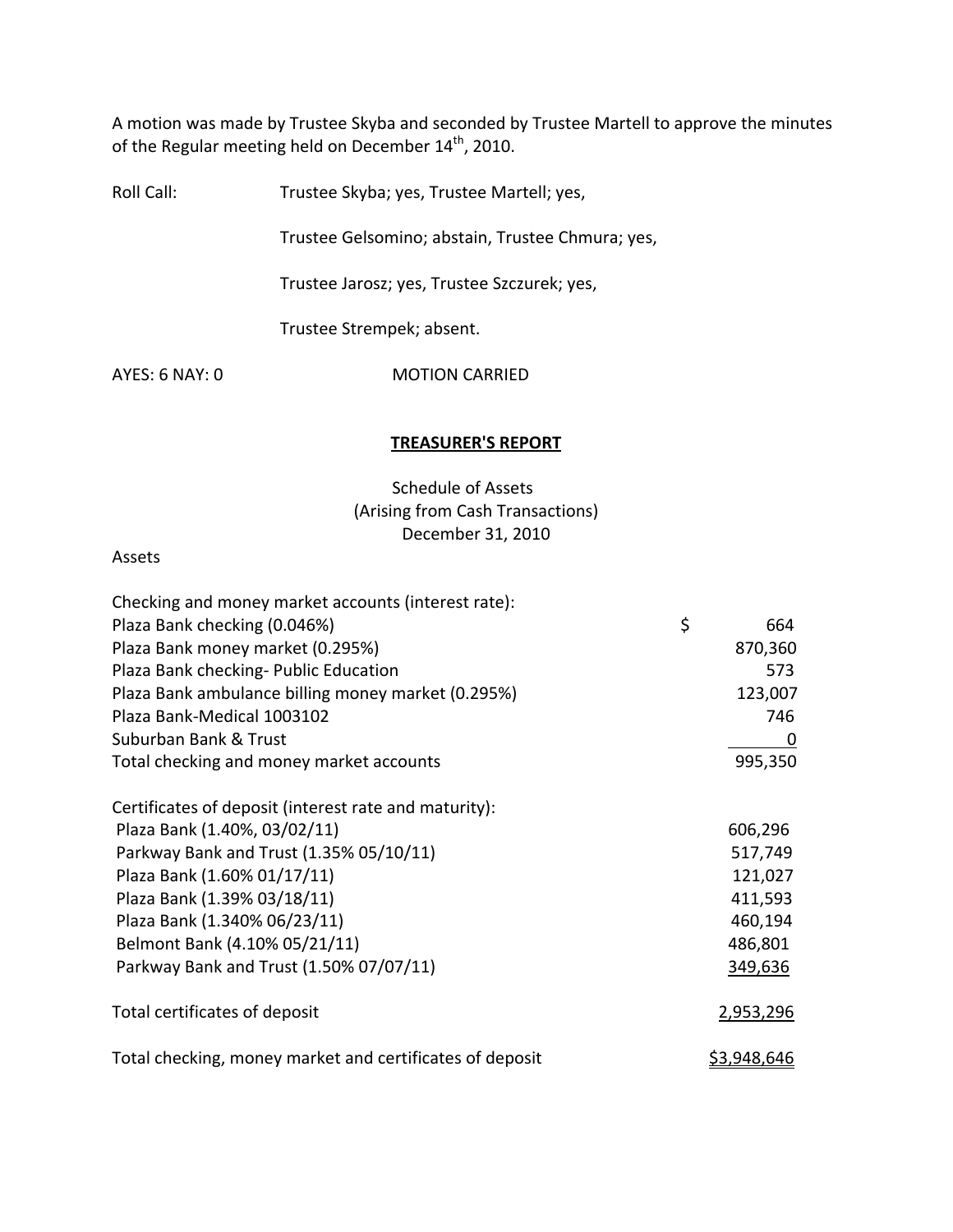A motion was made by Trustee Skyba and seconded by Trustee Martell to approve the minutes of the Regular meeting held on December 14th, 2010.

Roll Call: Trustee Skyba; yes, Trustee Martell; yes,

Trustee Gelsomino; abstain, Trustee Chmura; yes,

Trustee Jarosz; yes, Trustee Szczurek; yes,

Trustee Strempek; absent.

AYES: 6 NAY: 0 MOTION CARRIED

## TREASURER'S REPORT

Schedule of Assets
(Arising from Cash Transactions)
December 31, 2010

Assets

| | |
|---|---|
| Checking and money market accounts (interest rate): | |
| Plaza Bank checking (0.046%) | $ 664 |
| Plaza Bank money market (0.295%) | 870,360 |
| Plaza Bank checking- Public Education | 573 |
| Plaza Bank ambulance billing money market (0.295%) | 123,007 |
| Plaza Bank-Medical 1003102 | 746 |
| Suburban Bank & Trust | 0 |
| Total checking and money market accounts | 995,350 |
| | |
| Certificates of deposit (interest rate and maturity): | |
| Plaza Bank (1.40%, 03/02/11) | 606,296 |
| Parkway Bank and Trust (1.35% 05/10/11) | 517,749 |
| Plaza Bank (1.60% 01/17/11) | 121,027 |
| Plaza Bank (1.39% 03/18/11) | 411,593 |
| Plaza Bank (1.340% 06/23/11) | 460,194 |
| Belmont Bank (4.10% 05/21/11) | 486,801 |
| Parkway Bank and Trust (1.50% 07/07/11) | 349,636 |
| | |
| Total certificates of deposit | 2,953,296 |
| | |
| Total checking, money market and certificates of deposit | $3,948,646 |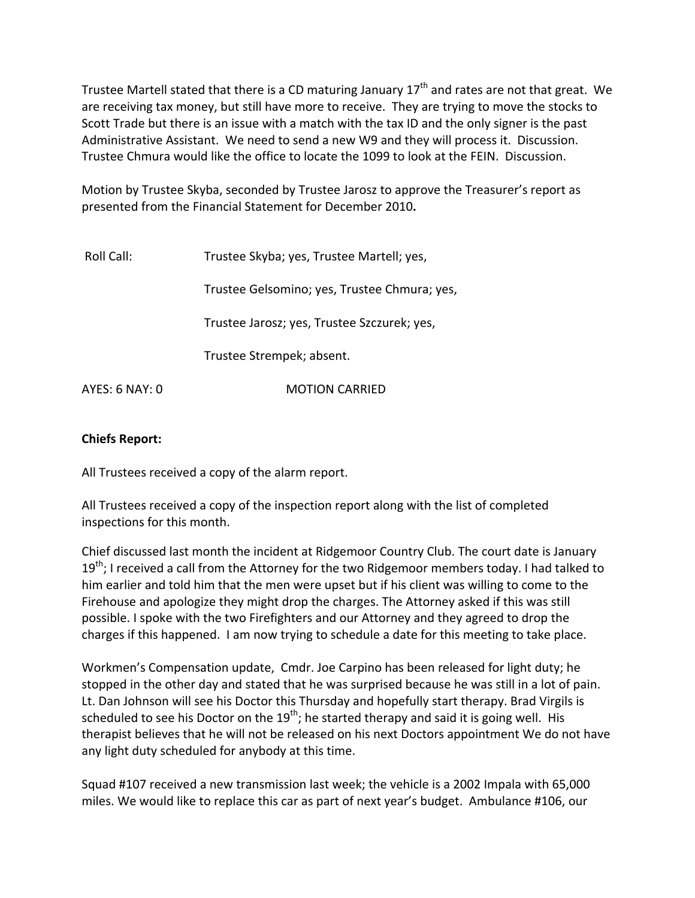Trustee Martell stated that there is a CD maturing January 17th and rates are not that great. We are receiving tax money, but still have more to receive. They are trying to move the stocks to Scott Trade but there is an issue with a match with the tax ID and the only signer is the past Administrative Assistant. We need to send a new W9 and they will process it. Discussion. Trustee Chmura would like the office to locate the 1099 to look at the FEIN. Discussion.

Motion by Trustee Skyba, seconded by Trustee Jarosz to approve the Treasurer's report as presented from the Financial Statement for December 2010**.**

Roll Call: Trustee Skyba; yes, Trustee Martell; yes,

Trustee Gelsomino; yes, Trustee Chmura; yes,

Trustee Jarosz; yes, Trustee Szczurek; yes,

Trustee Strempek; absent.

AYES: 6 NAY: 0 MOTION CARRIED

**Chiefs Report:**

All Trustees received a copy of the alarm report.

All Trustees received a copy of the inspection report along with the list of completed inspections for this month.

Chief discussed last month the incident at Ridgemoor Country Club. The court date is January 19th; I received a call from the Attorney for the two Ridgemoor members today. I had talked to him earlier and told him that the men were upset but if his client was willing to come to the Firehouse and apologize they might drop the charges. The Attorney asked if this was still possible. I spoke with the two Firefighters and our Attorney and they agreed to drop the charges if this happened. I am now trying to schedule a date for this meeting to take place.

Workmen's Compensation update, Cmdr. Joe Carpino has been released for light duty; he stopped in the other day and stated that he was surprised because he was still in a lot of pain. Lt. Dan Johnson will see his Doctor this Thursday and hopefully start therapy. Brad Virgils is scheduled to see his Doctor on the 19th; he started therapy and said it is going well. His therapist believes that he will not be released on his next Doctors appointment We do not have any light duty scheduled for anybody at this time.

Squad #107 received a new transmission last week; the vehicle is a 2002 Impala with 65,000 miles. We would like to replace this car as part of next year's budget. Ambulance #106, our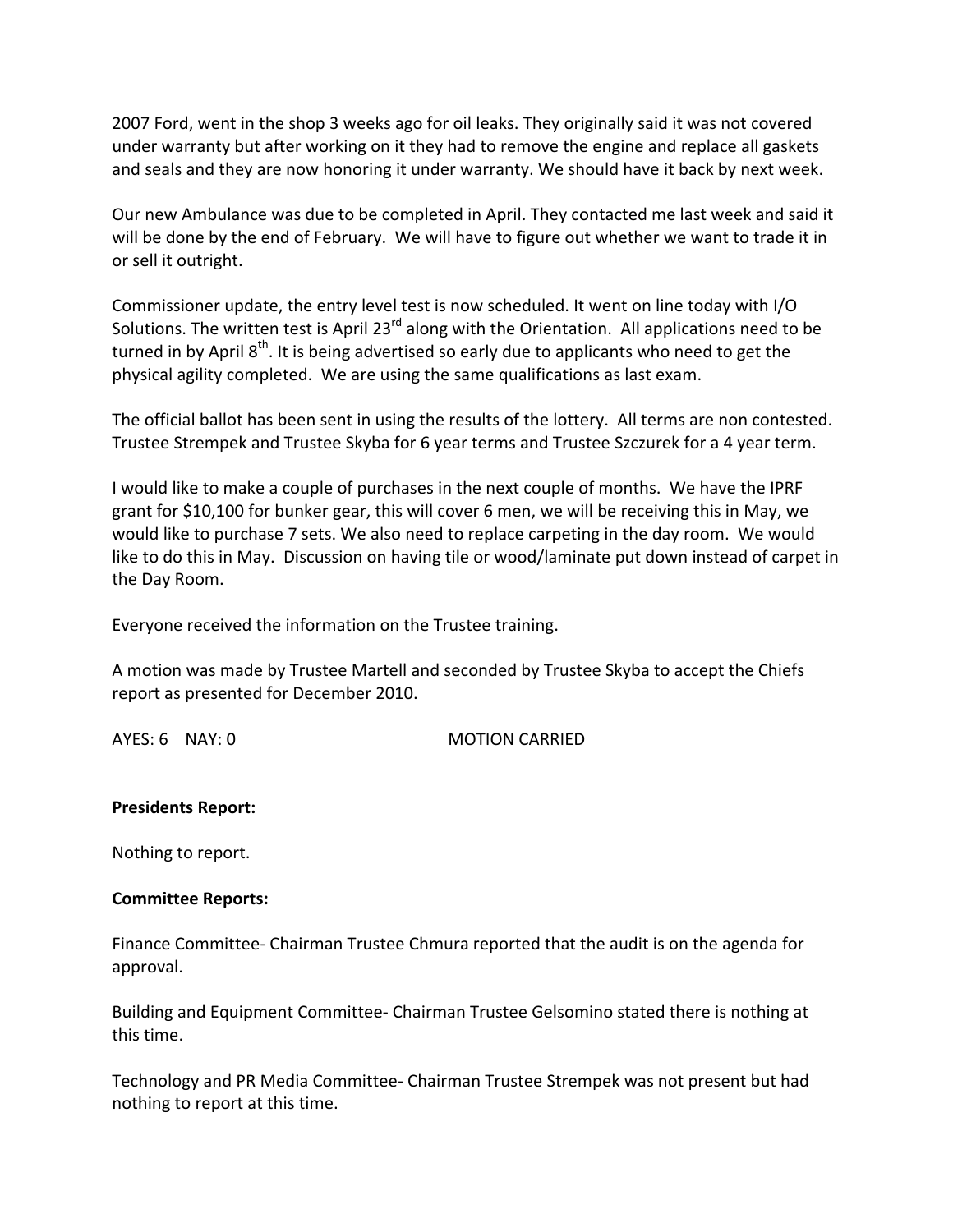2007 Ford, went in the shop 3 weeks ago for oil leaks. They originally said it was not covered under warranty but after working on it they had to remove the engine and replace all gaskets and seals and they are now honoring it under warranty. We should have it back by next week.

Our new Ambulance was due to be completed in April. They contacted me last week and said it will be done by the end of February. We will have to figure out whether we want to trade it in or sell it outright.

Commissioner update, the entry level test is now scheduled. It went on line today with I/O Solutions. The written test is April 23rd along with the Orientation. All applications need to be turned in by April 8th. It is being advertised so early due to applicants who need to get the physical agility completed. We are using the same qualifications as last exam.

The official ballot has been sent in using the results of the lottery. All terms are non contested. Trustee Strempek and Trustee Skyba for 6 year terms and Trustee Szczurek for a 4 year term.

I would like to make a couple of purchases in the next couple of months. We have the IPRF grant for $10,100 for bunker gear, this will cover 6 men, we will be receiving this in May, we would like to purchase 7 sets. We also need to replace carpeting in the day room. We would like to do this in May. Discussion on having tile or wood/laminate put down instead of carpet in the Day Room.

Everyone received the information on the Trustee training.

A motion was made by Trustee Martell and seconded by Trustee Skyba to accept the Chiefs report as presented for December 2010.

AYES: 6 NAY: 0 MOTION CARRIED

**Presidents Report:**

Nothing to report.

**Committee Reports:**

Finance Committee- Chairman Trustee Chmura reported that the audit is on the agenda for approval.

Building and Equipment Committee- Chairman Trustee Gelsomino stated there is nothing at this time.

Technology and PR Media Committee- Chairman Trustee Strempek was not present but had nothing to report at this time.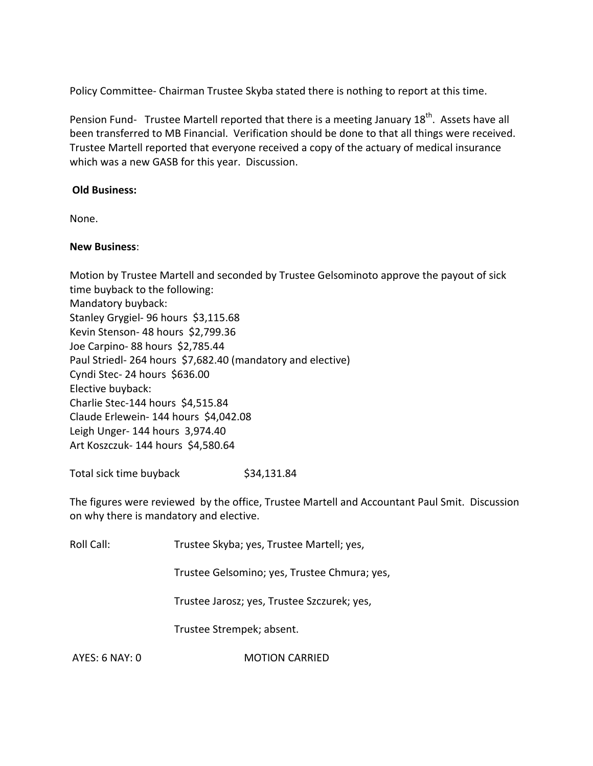Policy Committee- Chairman Trustee Skyba stated there is nothing to report at this time.

Pension Fund- Trustee Martell reported that there is a meeting January 18th. Assets have all been transferred to MB Financial. Verification should be done to that all things were received. Trustee Martell reported that everyone received a copy of the actuary of medical insurance which was a new GASB for this year. Discussion.

**Old Business:**

None.

**New Business**:

Motion by Trustee Martell and seconded by Trustee Gelsominoto approve the payout of sick time buyback to the following:
Mandatory buyback:
Stanley Grygiel- 96 hours $3,115.68
Kevin Stenson- 48 hours $2,799.36
Joe Carpino- 88 hours $2,785.44
Paul Striedl- 264 hours $7,682.40 (mandatory and elective)
Cyndi Stec- 24 hours $636.00
Elective buyback:
Charlie Stec-144 hours $4,515.84
Claude Erlewein- 144 hours $4,042.08
Leigh Unger- 144 hours 3,974.40
Art Koszczuk- 144 hours $4,580.64

Total sick time buyback $34,131.84

The figures were reviewed by the office, Trustee Martell and Accountant Paul Smit. Discussion on why there is mandatory and elective.

Roll Call: Trustee Skyba; yes, Trustee Martell; yes,

Trustee Gelsomino; yes, Trustee Chmura; yes,

Trustee Jarosz; yes, Trustee Szczurek; yes,

Trustee Strempek; absent.

AYES: 6 NAY: 0 MOTION CARRIED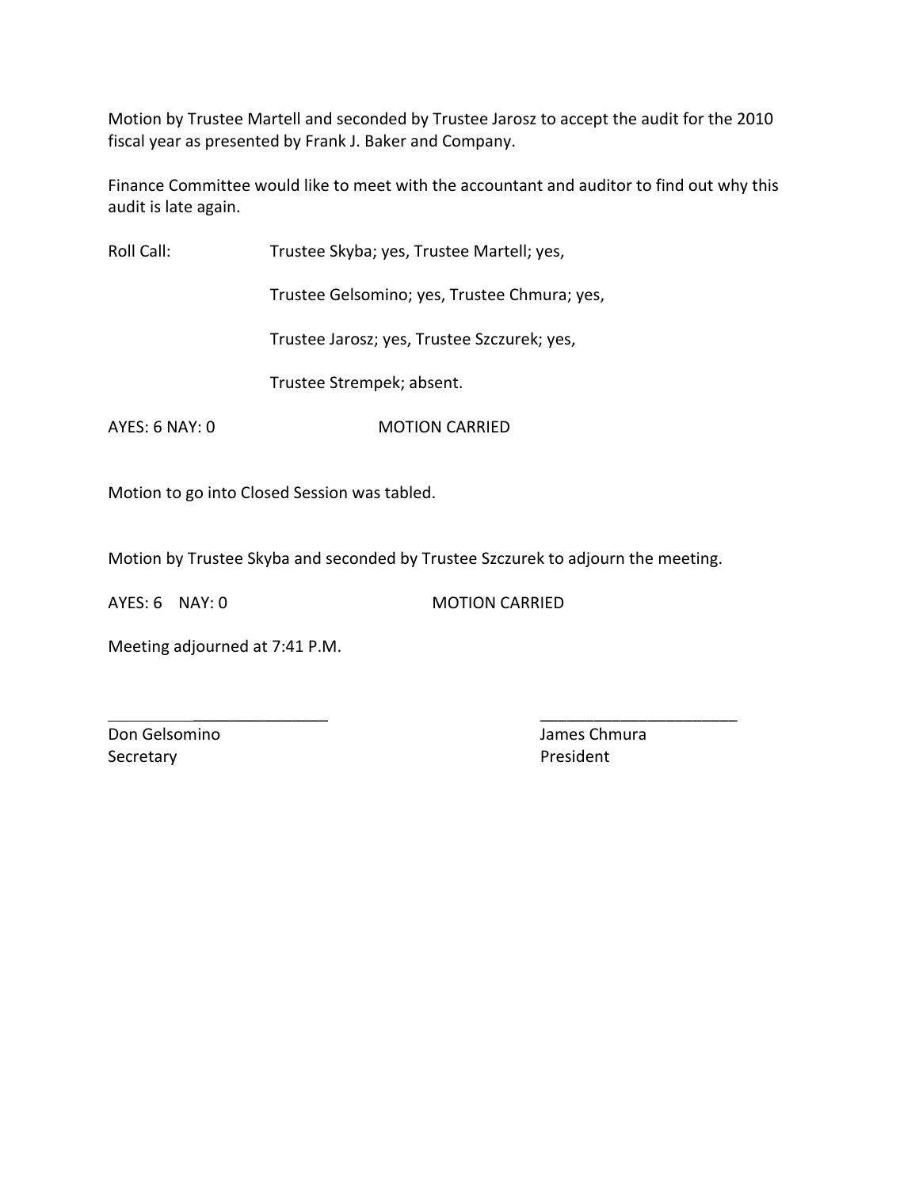Motion by Trustee Martell and seconded by Trustee Jarosz to accept the audit for the 2010 fiscal year as presented by Frank J. Baker and Company.

Finance Committee would like to meet with the accountant and auditor to find out why this audit is late again.

Roll Call: Trustee Skyba; yes, Trustee Martell; yes,

Trustee Gelsomino; yes, Trustee Chmura; yes,

Trustee Jarosz; yes, Trustee Szczurek; yes,

Trustee Strempek; absent.

AYES: 6 NAY: 0 MOTION CARRIED

Motion to go into Closed Session was tabled.

Motion by Trustee Skyba and seconded by Trustee Szczurek to adjourn the meeting.

AYES: 6 NAY: 0 MOTION CARRIED

Meeting adjourned at 7:41 P.M.

\_\_\_\_\_\_\_\_\_\_\_\_\_\_\_\_\_\_\_\_\_\_\_\_\_\_

Don Gelsomino
Secretary

\_\_\_\_\_\_\_\_\_\_\_\_\_\_\_\_\_\_\_\_\_\_\_\_\_\_

James Chmura
President